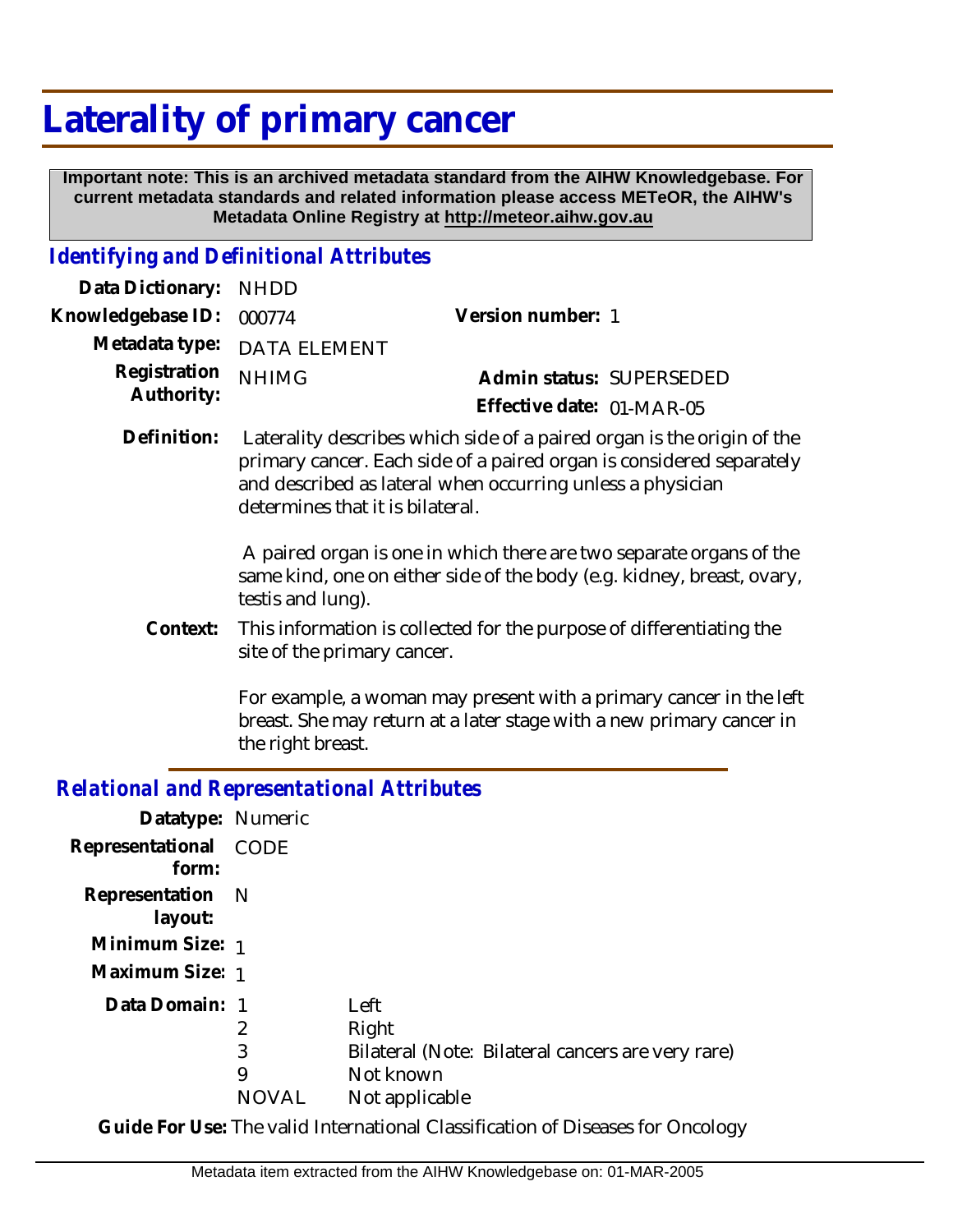# Laterality of primary cancer

**Important note: This is an archived metadata standard from the AIHW Knowledgebase. For current metadata standards and related information please access METeOR, the AIHW's Metadata Online Registry at http://meteor.aihw.gov.au**

## *Identifying and Definitional Attributes*

**Data Dictionary:** NHDD

**Knowledgebase ID:** 000774

**Version number:** 1

**Metadata type:** DATA ELEMENT

**Registration Authority:** NHIMG

**Admin status:** SUPERSEDED

**Effective date:** 01-MAR-05

**Definition:** Laterality describes which side of a paired organ is the origin of the primary cancer. Each side of a paired organ is considered separately and described as lateral when occurring unless a physician determines that it is bilateral.

A paired organ is one in which there are two separate organs of the same kind, one on either side of the body (e.g. kidney, breast, ovary, testis and lung).

**Context:** This information is collected for the purpose of differentiating the site of the primary cancer.

For example, a woman may present with a primary cancer in the left breast. She may return at a later stage with a new primary cancer in the right breast.

## *Relational and Representational Attributes*

**Datatype:** Numeric

**Representational form:** CODE

**Representation layout:** N

**Minimum Size:** 1

**Maximum Size:** 1

**Data Domain:**

| Code | Description |
|---|---|
| 1 | Left |
| 2 | Right |
| 3 | Bilateral (Note: Bilateral cancers are very rare) |
| 9 | Not known |
| NOVAL | Not applicable |

**Guide For Use:** The valid International Classification of Diseases for Oncology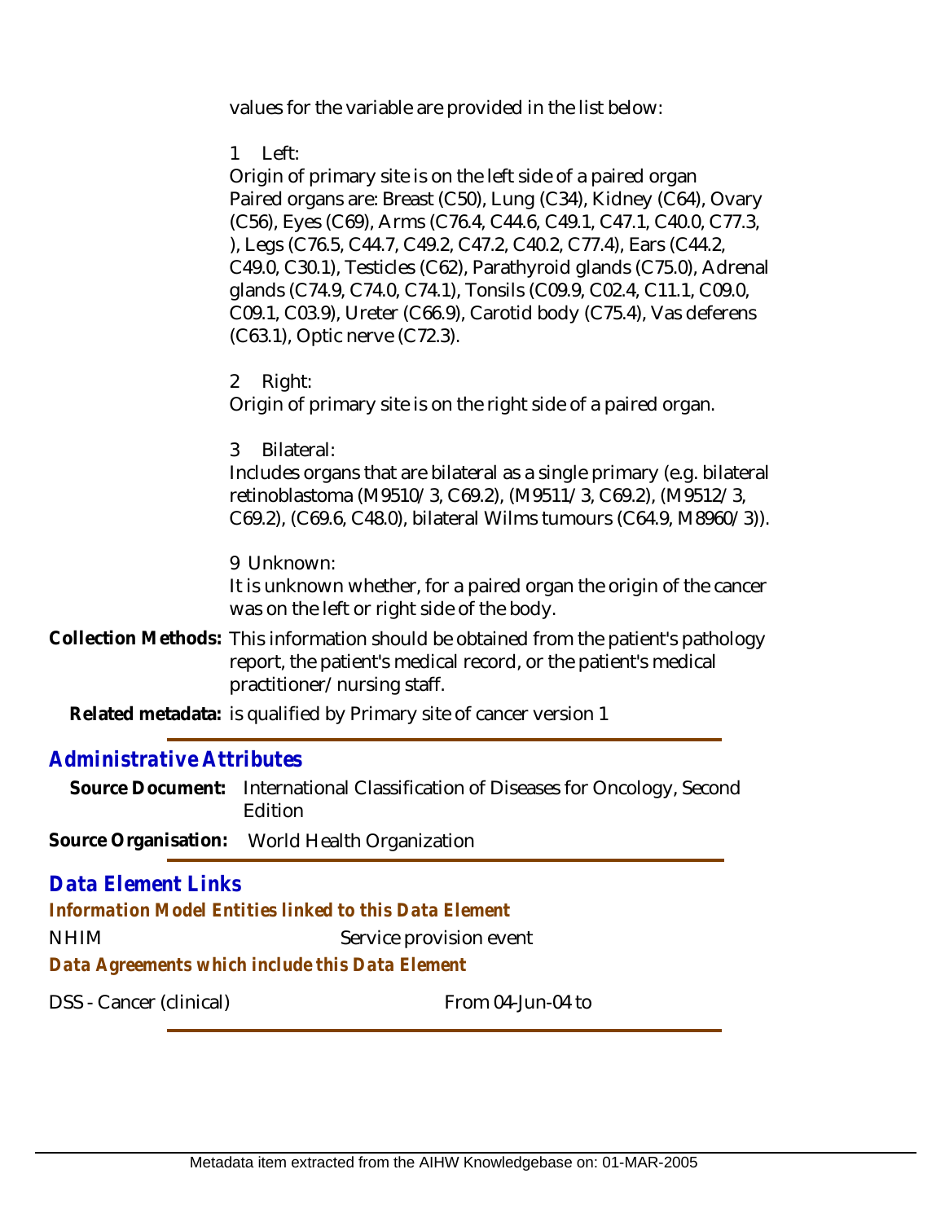values for the variable are provided in the list below:

1 Left:
Origin of primary site is on the left side of a paired organ
Paired organs are: Breast (C50), Lung (C34), Kidney (C64), Ovary (C56), Eyes (C69), Arms (C76.4, C44.6, C49.1, C47.1, C40.0, C77.3, ), Legs (C76.5, C44.7, C49.2, C47.2, C40.2, C77.4), Ears (C44.2, C49.0, C30.1), Testicles (C62), Parathyroid glands (C75.0), Adrenal glands (C74.9, C74.0, C74.1), Tonsils (C09.9, C02.4, C11.1, C09.0, C09.1, C03.9), Ureter (C66.9), Carotid body (C75.4), Vas deferens (C63.1), Optic nerve (C72.3).

2 Right:
Origin of primary site is on the right side of a paired organ.

3 Bilateral:
Includes organs that are bilateral as a single primary (e.g. bilateral retinoblastoma (M9510/3, C69.2), (M9511/3, C69.2), (M9512/3, C69.2), (C69.6, C48.0), bilateral Wilms tumours (C64.9, M8960/3)).

9 Unknown:
It is unknown whether, for a paired organ the origin of the cancer was on the left or right side of the body.

**Collection Methods:** This information should be obtained from the patient's pathology report, the patient's medical record, or the patient's medical practitioner/nursing staff.

**Related metadata:** is qualified by Primary site of cancer version 1

## Administrative Attributes

**Source Document:** International Classification of Diseases for Oncology, Second Edition

**Source Organisation:** World Health Organization

## Data Element Links

### Information Model Entities linked to this Data Element

NHIM Service provision event

### Data Agreements which include this Data Element

DSS - Cancer (clinical) From 04-Jun-04 to

Metadata item extracted from the AIHW Knowledgebase on: 01-MAR-2005